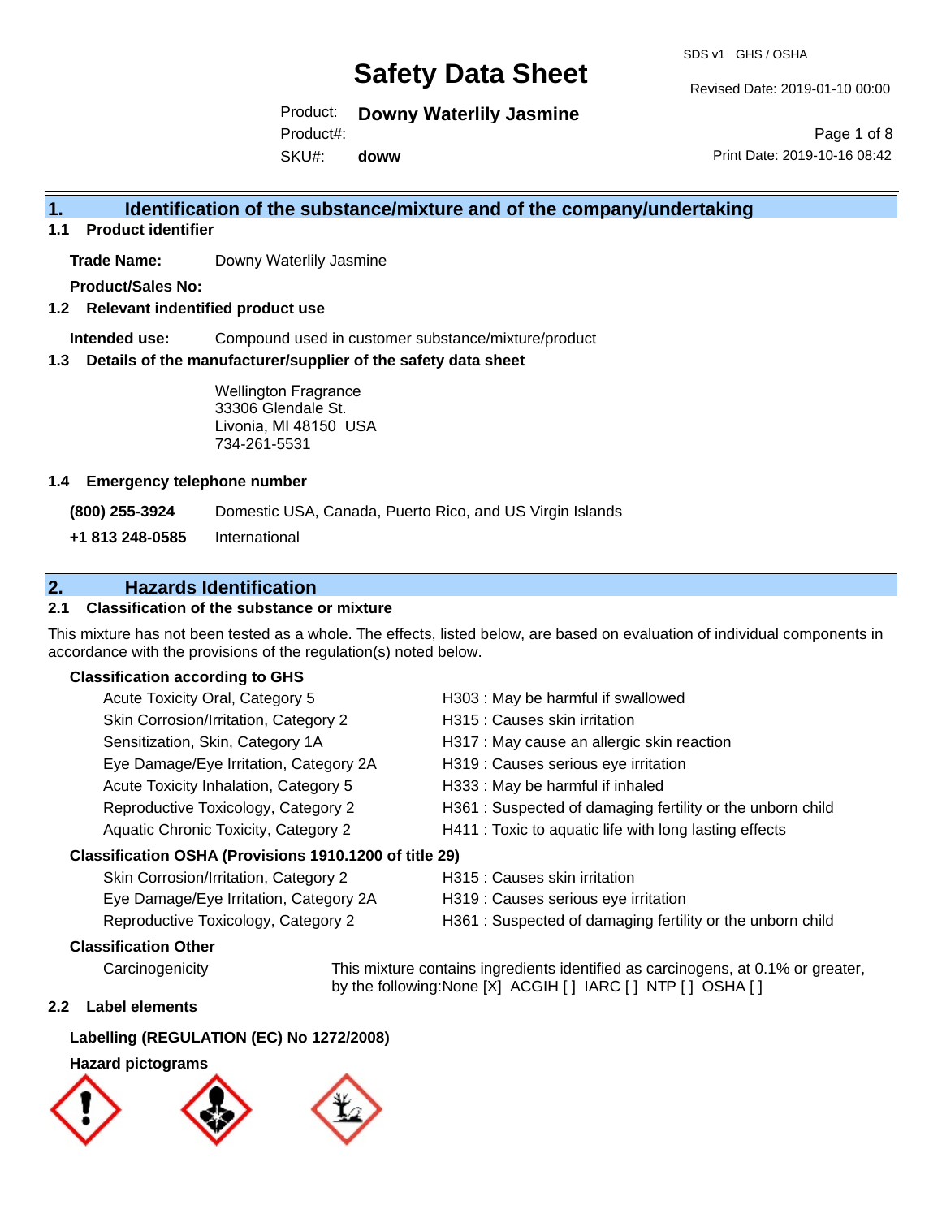# Safety Data Sheet

SDS v1 GHS / OSHA

Revised Date: 2019-01-10 00:00

Product: **Downy Waterlily Jasmine**

Product#:

SKU#: **doww**

Print Date: 2019-10-16 08:42

## 1. Identification of the substance/mixture and of the company/undertaking

### 1.1 Product identifier

**Trade Name:** Downy Waterlily Jasmine

**Product/Sales No:**

### 1.2 Relevant identified product use

**Intended use:** Compound used in customer substance/mixture/product

### 1.3 Details of the manufacturer/supplier of the safety data sheet

Wellington Fragrance
33306 Glendale St.
Livonia, MI 48150 USA
734-261-5531

### 1.4 Emergency telephone number

**(800) 255-3924** Domestic USA, Canada, Puerto Rico, and US Virgin Islands

**+1 813 248-0585** International

## 2. Hazards Identification

### 2.1 Classification of the substance or mixture

This mixture has not been tested as a whole. The effects, listed below, are based on evaluation of individual components in accordance with the provisions of the regulation(s) noted below.

**Classification according to GHS**

| | |
|---|---|
| Acute Toxicity Oral, Category 5 | H303 : May be harmful if swallowed |
| Skin Corrosion/Irritation, Category 2 | H315 : Causes skin irritation |
| Sensitization, Skin, Category 1A | H317 : May cause an allergic skin reaction |
| Eye Damage/Eye Irritation, Category 2A | H319 : Causes serious eye irritation |
| Acute Toxicity Inhalation, Category 5 | H333 : May be harmful if inhaled |
| Reproductive Toxicology, Category 2 | H361 : Suspected of damaging fertility or the unborn child |
| Aquatic Chronic Toxicity, Category 2 | H411 : Toxic to aquatic life with long lasting effects |

**Classification OSHA (Provisions 1910.1200 of title 29)**

| | |
|---|---|
| Skin Corrosion/Irritation, Category 2 | H315 : Causes skin irritation |
| Eye Damage/Eye Irritation, Category 2A | H319 : Causes serious eye irritation |
| Reproductive Toxicology, Category 2 | H361 : Suspected of damaging fertility or the unborn child |

**Classification Other**

Carcinogenicity — This mixture contains ingredients identified as carcinogens, at 0.1% or greater, by the following:None [X] ACGIH [ ] IARC [ ] NTP [ ] OSHA [ ]

### 2.2 Label elements

**Labelling (REGULATION (EC) No 1272/2008)**

**Hazard pictograms**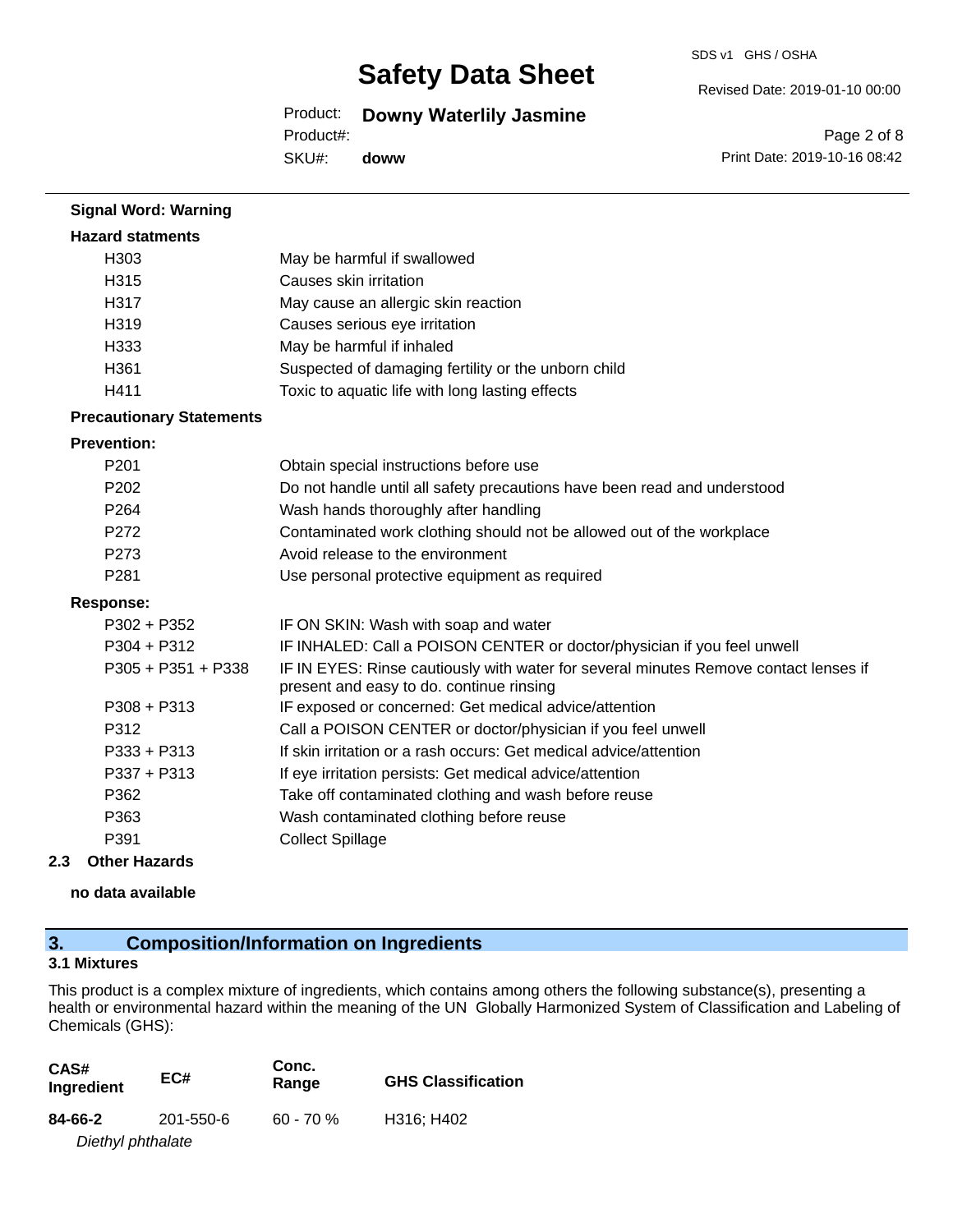**Signal Word: Warning**

**Hazard statments**

| | |
|---|---|
| H303 | May be harmful if swallowed |
| H315 | Causes skin irritation |
| H317 | May cause an allergic skin reaction |
| H319 | Causes serious eye irritation |
| H333 | May be harmful if inhaled |
| H361 | Suspected of damaging fertility or the unborn child |
| H411 | Toxic to aquatic life with long lasting effects |

**Precautionary Statements**

**Prevention:**

| | |
|---|---|
| P201 | Obtain special instructions before use |
| P202 | Do not handle until all safety precautions have been read and understood |
| P264 | Wash hands thoroughly after handling |
| P272 | Contaminated work clothing should not be allowed out of the workplace |
| P273 | Avoid release to the environment |
| P281 | Use personal protective equipment as required |

**Response:**

| | |
|---|---|
| P302 + P352 | IF ON SKIN: Wash with soap and water |
| P304 + P312 | IF INHALED: Call a POISON CENTER or doctor/physician if you feel unwell |
| P305 + P351 + P338 | IF IN EYES: Rinse cautiously with water for several minutes Remove contact lenses if present and easy to do. continue rinsing |
| P308 + P313 | IF exposed or concerned: Get medical advice/attention |
| P312 | Call a POISON CENTER or doctor/physician if you feel unwell |
| P333 + P313 | If skin irritation or a rash occurs: Get medical advice/attention |
| P337 + P313 | If eye irritation persists: Get medical advice/attention |
| P362 | Take off contaminated clothing and wash before reuse |
| P363 | Wash contaminated clothing before reuse |
| P391 | Collect Spillage |

### 2.3 Other Hazards

**no data available**

## 3. Composition/Information on Ingredients

### 3.1 Mixtures

This product is a complex mixture of ingredients, which contains among others the following substance(s), presenting a health or environmental hazard within the meaning of the UN Globally Harmonized System of Classification and Labeling of Chemicals (GHS):

| CAS# Ingredient | EC# | Conc. Range | GHS Classification |
|---|---|---|---|
| **84-66-2** *Diethyl phthalate* | 201-550-6 | 60 - 70 % | H316; H402 |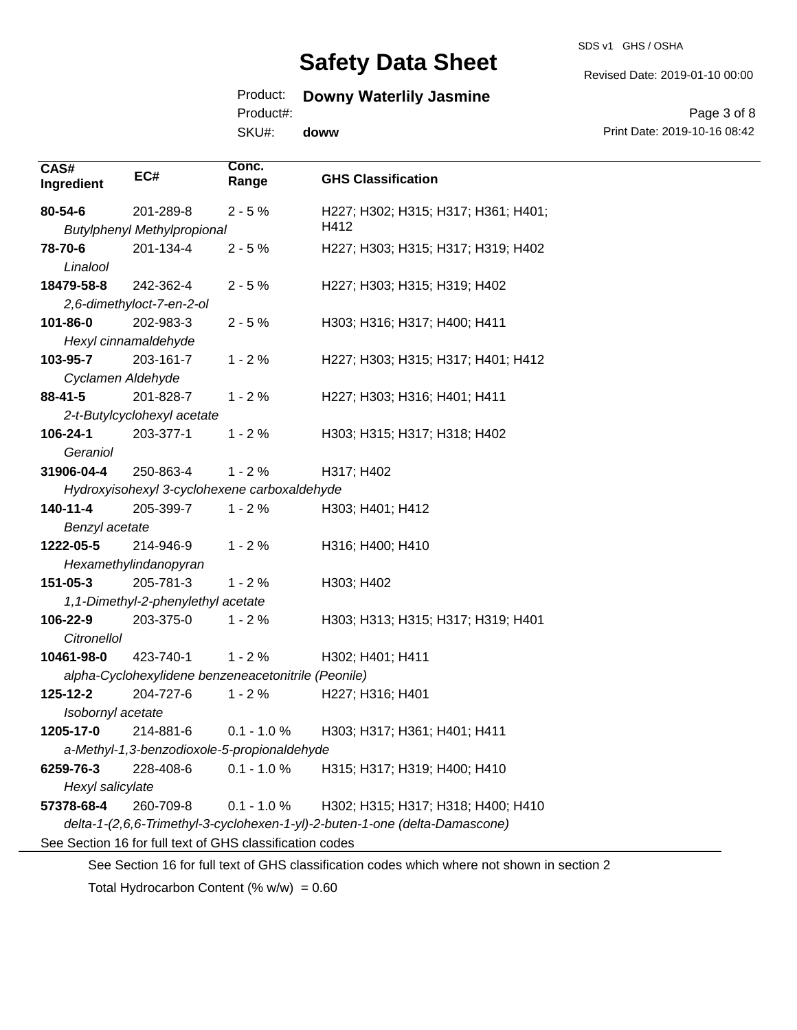| CAS# Ingredient | EC# | Conc. Range | GHS Classification |
| --- | --- | --- | --- |
| **80-54-6** *Butylphenyl Methylpropional* | 201-289-8 | 2 - 5 % | H227; H302; H315; H317; H361; H401; H412 |
| **78-70-6** *Linalool* | 201-134-4 | 2 - 5 % | H227; H303; H315; H317; H319; H402 |
| **18479-58-8** *2,6-dimethyloct-7-en-2-ol* | 242-362-4 | 2 - 5 % | H227; H303; H315; H319; H402 |
| **101-86-0** *Hexyl cinnamaldehyde* | 202-983-3 | 2 - 5 % | H303; H316; H317; H400; H411 |
| **103-95-7** *Cyclamen Aldehyde* | 203-161-7 | 1 - 2 % | H227; H303; H315; H317; H401; H412 |
| **88-41-5** *2-t-Butylcyclohexyl acetate* | 201-828-7 | 1 - 2 % | H227; H303; H316; H401; H411 |
| **106-24-1** *Geraniol* | 203-377-1 | 1 - 2 % | H303; H315; H317; H318; H402 |
| **31906-04-4** *Hydroxyisohexyl 3-cyclohexene carboxaldehyde* | 250-863-4 | 1 - 2 % | H317; H402 |
| **140-11-4** *Benzyl acetate* | 205-399-7 | 1 - 2 % | H303; H401; H412 |
| **1222-05-5** *Hexamethylindanopyran* | 214-946-9 | 1 - 2 % | H316; H400; H410 |
| **151-05-3** *1,1-Dimethyl-2-phenylethyl acetate* | 205-781-3 | 1 - 2 % | H303; H402 |
| **106-22-9** *Citronellol* | 203-375-0 | 1 - 2 % | H303; H313; H315; H317; H319; H401 |
| **10461-98-0** *alpha-Cyclohexylidene benzeneacetonitrile (Peonile)* | 423-740-1 | 1 - 2 % | H302; H401; H411 |
| **125-12-2** *Isobornyl acetate* | 204-727-6 | 1 - 2 % | H227; H316; H401 |
| **1205-17-0** *a-Methyl-1,3-benzodioxole-5-propionaldehyde* | 214-881-6 | 0.1 - 1.0 % | H303; H317; H361; H401; H411 |
| **6259-76-3** *Hexyl salicylate* | 228-408-6 | 0.1 - 1.0 % | H315; H317; H319; H400; H410 |
| **57378-68-4** *delta-1-(2,6,6-Trimethyl-3-cyclohexen-1-yl)-2-buten-1-one (delta-Damascone)* | 260-709-8 | 0.1 - 1.0 % | H302; H315; H317; H318; H400; H410 |

See Section 16 for full text of GHS classification codes

See Section 16 for full text of GHS classification codes which where not shown in section 2

Total Hydrocarbon Content (% w/w) = 0.60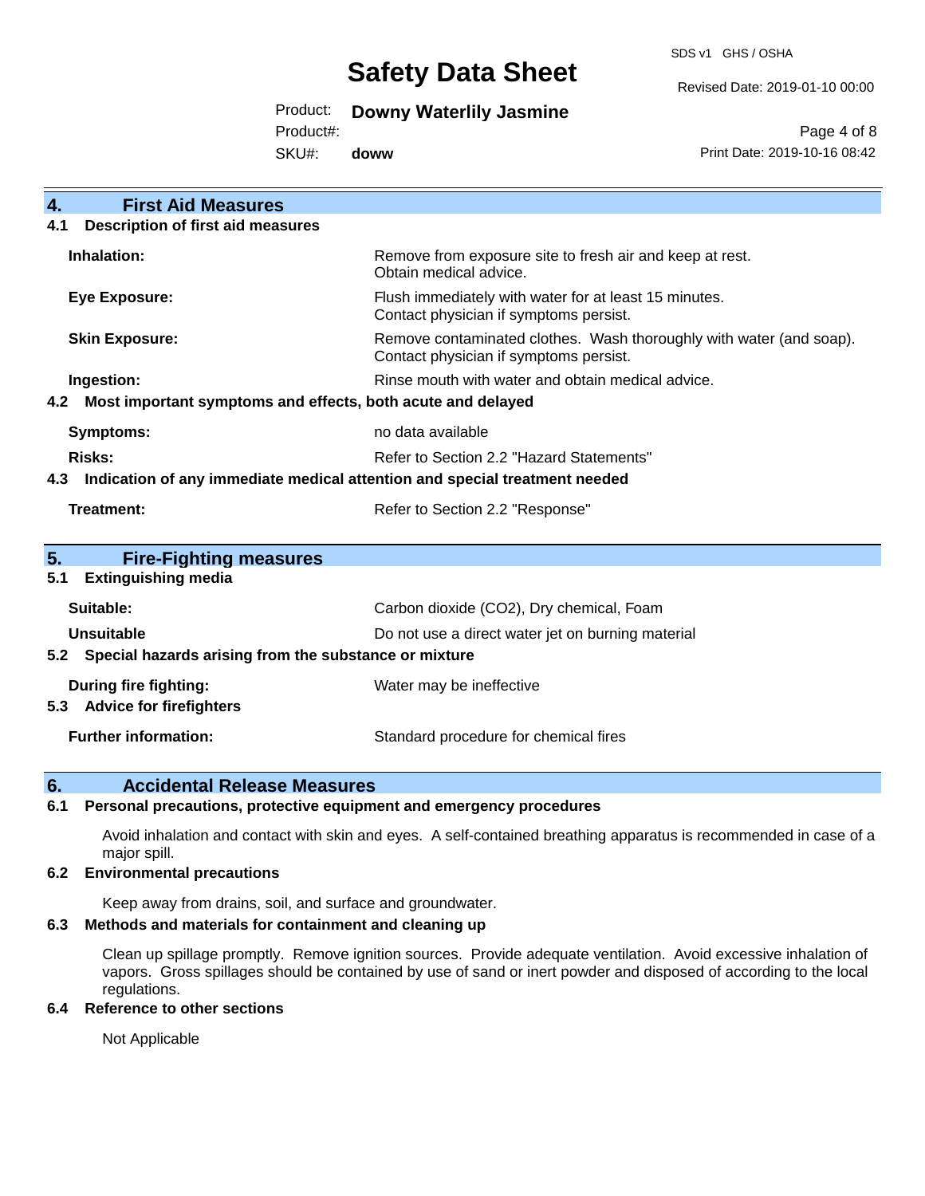## 4. First Aid Measures

### 4.1 Description of first aid measures

| | |
|---|---|
| **Inhalation:** | Remove from exposure site to fresh air and keep at rest. Obtain medical advice. |
| **Eye Exposure:** | Flush immediately with water for at least 15 minutes. Contact physician if symptoms persist. |
| **Skin Exposure:** | Remove contaminated clothes. Wash thoroughly with water (and soap). Contact physician if symptoms persist. |
| **Ingestion:** | Rinse mouth with water and obtain medical advice. |

### 4.2 Most important symptoms and effects, both acute and delayed

| | |
|---|---|
| **Symptoms:** | no data available |
| **Risks:** | Refer to Section 2.2 "Hazard Statements" |

### 4.3 Indication of any immediate medical attention and special treatment needed

| | |
|---|---|
| **Treatment:** | Refer to Section 2.2 "Response" |

## 5. Fire-Fighting measures

### 5.1 Extinguishing media

| | |
|---|---|
| **Suitable:** | Carbon dioxide ($CO_2$), Dry chemical, Foam |
| **Unsuitable** | Do not use a direct water jet on burning material |

### 5.2 Special hazards arising from the substance or mixture

| | |
|---|---|
| **During fire fighting:** | Water may be ineffective |

### 5.3 Advice for firefighters

| | |
|---|---|
| **Further information:** | Standard procedure for chemical fires |

## 6. Accidental Release Measures

### 6.1 Personal precautions, protective equipment and emergency procedures

Avoid inhalation and contact with skin and eyes. A self-contained breathing apparatus is recommended in case of a major spill.

### 6.2 Environmental precautions

Keep away from drains, soil, and surface and groundwater.

### 6.3 Methods and materials for containment and cleaning up

Clean up spillage promptly. Remove ignition sources. Provide adequate ventilation. Avoid excessive inhalation of vapors. Gross spillages should be contained by use of sand or inert powder and disposed of according to the local regulations.

### 6.4 Reference to other sections

Not Applicable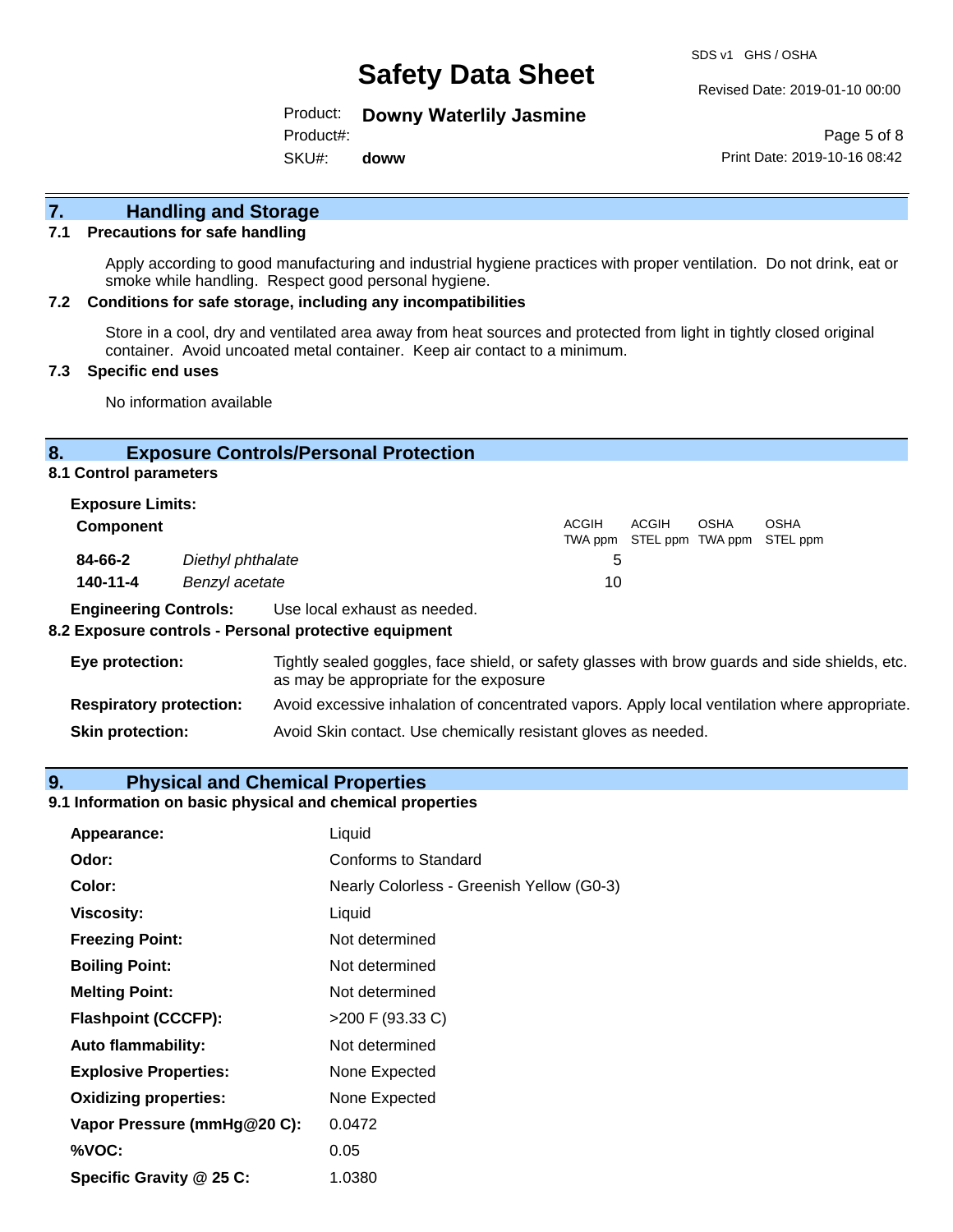## 7. Handling and Storage

### 7.1 Precautions for safe handling

Apply according to good manufacturing and industrial hygiene practices with proper ventilation. Do not drink, eat or smoke while handling. Respect good personal hygiene.

### 7.2 Conditions for safe storage, including any incompatibilities

Store in a cool, dry and ventilated area away from heat sources and protected from light in tightly closed original container. Avoid uncoated metal container. Keep air contact to a minimum.

### 7.3 Specific end uses

No information available

## 8. Exposure Controls/Personal Protection

### 8.1 Control parameters

**Exposure Limits:**

| Component | | ACGIH TWA ppm | ACGIH STEL ppm | OSHA TWA ppm | OSHA STEL ppm |
|---|---|---|---|---|---|
| **84-66-2** | *Diethyl phthalate* | 5 | | | |
| **140-11-4** | *Benzyl acetate* | 10 | | | |

**Engineering Controls:** Use local exhaust as needed.

### 8.2 Exposure controls - Personal protective equipment

**Eye protection:** Tightly sealed goggles, face shield, or safety glasses with brow guards and side shields, etc. as may be appropriate for the exposure

**Respiratory protection:** Avoid excessive inhalation of concentrated vapors. Apply local ventilation where appropriate.

**Skin protection:** Avoid Skin contact. Use chemically resistant gloves as needed.

## 9. Physical and Chemical Properties

### 9.1 Information on basic physical and chemical properties

| | |
|---|---|
| **Appearance:** | Liquid |
| **Odor:** | Conforms to Standard |
| **Color:** | Nearly Colorless - Greenish Yellow (G0-3) |
| **Viscosity:** | Liquid |
| **Freezing Point:** | Not determined |
| **Boiling Point:** | Not determined |
| **Melting Point:** | Not determined |
| **Flashpoint (CCCFP):** | >200 F (93.33 C) |
| **Auto flammability:** | Not determined |
| **Explosive Properties:** | None Expected |
| **Oxidizing properties:** | None Expected |
| **Vapor Pressure (mmHg@20 C):** | 0.0472 |
| **%VOC:** | 0.05 |
| **Specific Gravity @ 25 C:** | 1.0380 |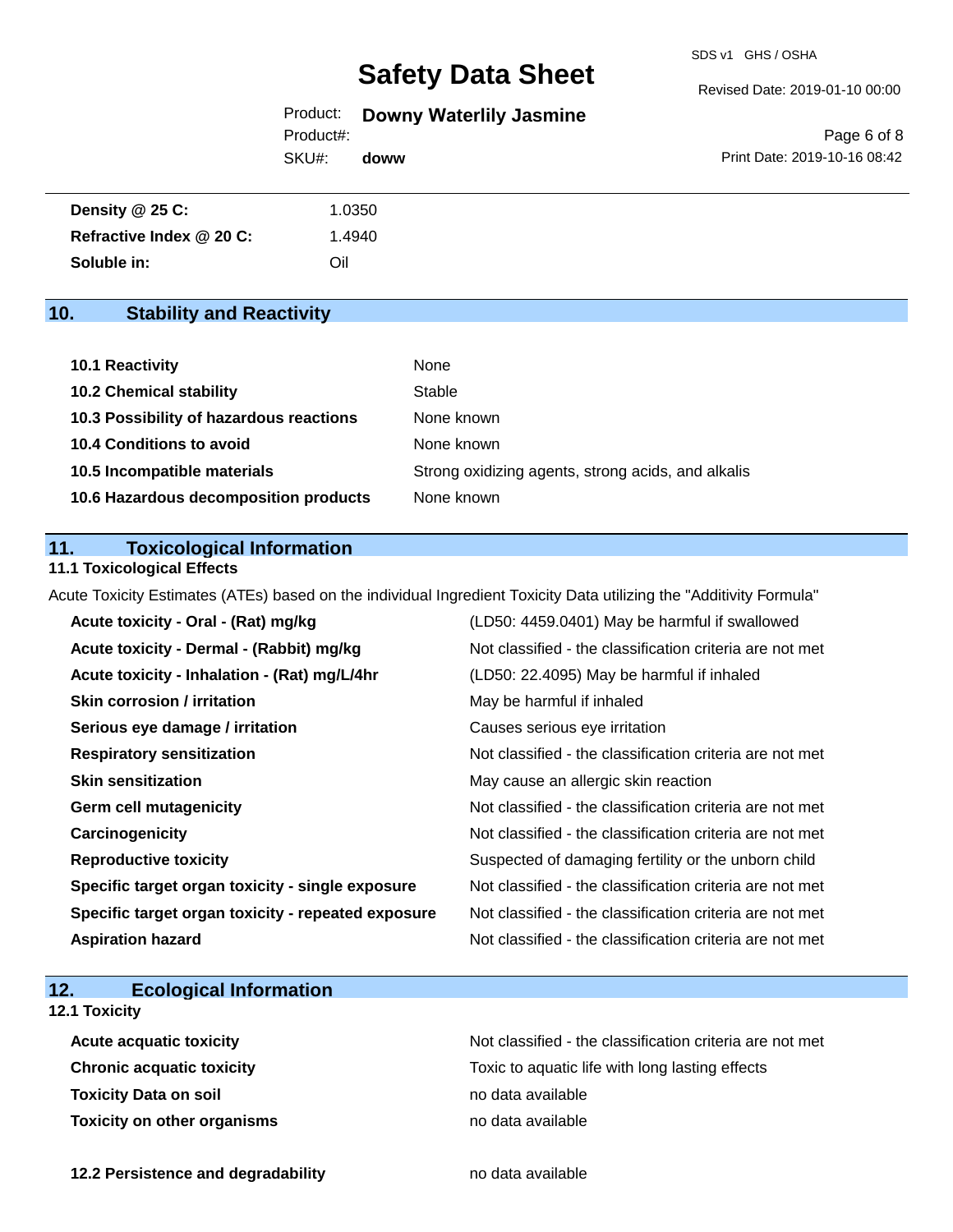| | |
|---|---|
| **Density @ 25 C:** | 1.0350 |
| **Refractive Index @ 20 C:** | 1.4940 |
| **Soluble in:** | Oil |

## 10. Stability and Reactivity

| | |
|---|---|
| **10.1 Reactivity** | None |
| **10.2 Chemical stability** | Stable |
| **10.3 Possibility of hazardous reactions** | None known |
| **10.4 Conditions to avoid** | None known |
| **10.5 Incompatible materials** | Strong oxidizing agents, strong acids, and alkalis |
| **10.6 Hazardous decomposition products** | None known |

## 11. Toxicological Information

### 11.1 Toxicological Effects

Acute Toxicity Estimates (ATEs) based on the individual Ingredient Toxicity Data utilizing the "Additivity Formula"

| | |
|---|---|
| **Acute toxicity - Oral - (Rat) mg/kg** | (LD50: 4459.0401) May be harmful if swallowed |
| **Acute toxicity - Dermal - (Rabbit) mg/kg** | Not classified - the classification criteria are not met |
| **Acute toxicity - Inhalation - (Rat) mg/L/4hr** | (LD50: 22.4095) May be harmful if inhaled |
| **Skin corrosion / irritation** | May be harmful if inhaled |
| **Serious eye damage / irritation** | Causes serious eye irritation |
| **Respiratory sensitization** | Not classified - the classification criteria are not met |
| **Skin sensitization** | May cause an allergic skin reaction |
| **Germ cell mutagenicity** | Not classified - the classification criteria are not met |
| **Carcinogenicity** | Not classified - the classification criteria are not met |
| **Reproductive toxicity** | Suspected of damaging fertility or the unborn child |
| **Specific target organ toxicity - single exposure** | Not classified - the classification criteria are not met |
| **Specific target organ toxicity - repeated exposure** | Not classified - the classification criteria are not met |
| **Aspiration hazard** | Not classified - the classification criteria are not met |

## 12. Ecological Information

### 12.1 Toxicity

| | |
|---|---|
| **Acute acquatic toxicity** | Not classified - the classification criteria are not met |
| **Chronic acquatic toxicity** | Toxic to aquatic life with long lasting effects |
| **Toxicity Data on soil** | no data available |
| **Toxicity on other organisms** | no data available |

| | |
|---|---|
| **12.2 Persistence and degradability** | no data available |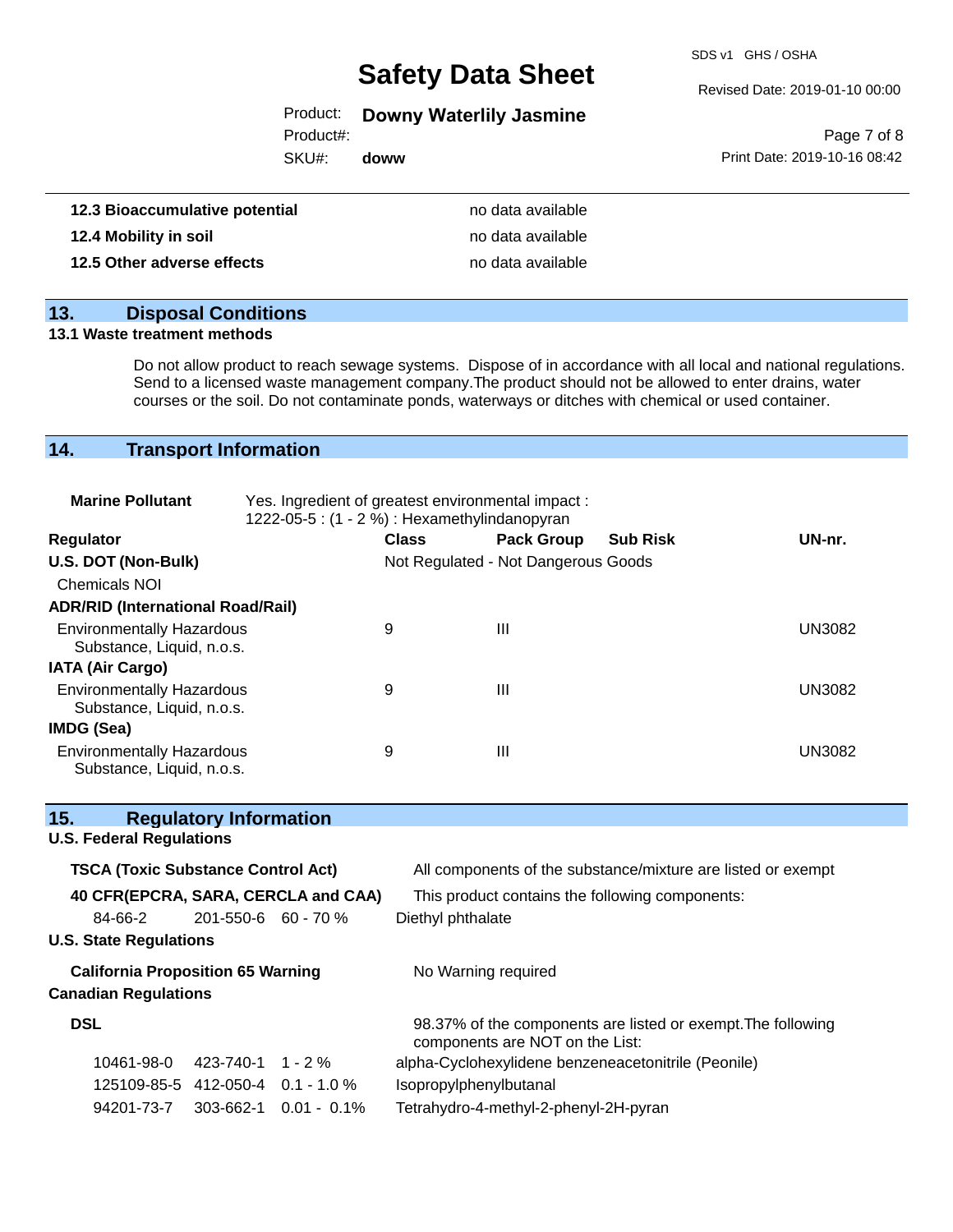| | |
|---|---|
| **12.3 Bioaccumulative potential** | no data available |
| **12.4 Mobility in soil** | no data available |
| **12.5 Other adverse effects** | no data available |

## 13. Disposal Conditions

**13.1 Waste treatment methods**

Do not allow product to reach sewage systems. Dispose of in accordance with all local and national regulations. Send to a licensed waste management company.The product should not be allowed to enter drains, water courses or the soil. Do not contaminate ponds, waterways or ditches with chemical or used container.

## 14. Transport Information

**Marine Pollutant** Yes. Ingredient of greatest environmental impact : 1222-05-5 : (1 - 2 %) : Hexamethylindanopyran

| Regulator | Class | Pack Group | Sub Risk | UN-nr. |
|---|---|---|---|---|
| **U.S. DOT (Non-Bulk)** | Not Regulated - Not Dangerous Goods | | | |
| Chemicals NOI | | | | |
| **ADR/RID (International Road/Rail)** | | | | |
| Environmentally Hazardous Substance, Liquid, n.o.s. | 9 | III | | UN3082 |
| **IATA (Air Cargo)** | | | | |
| Environmentally Hazardous Substance, Liquid, n.o.s. | 9 | III | | UN3082 |
| **IMDG (Sea)** | | | | |
| Environmentally Hazardous Substance, Liquid, n.o.s. | 9 | III | | UN3082 |

## 15. Regulatory Information

**U.S. Federal Regulations**

**TSCA (Toxic Substance Control Act)** All components of the substance/mixture are listed or exempt

**40 CFR(EPCRA, SARA, CERCLA and CAA)** This product contains the following components:

| CAS | EC | % | Name |
|---|---|---|---|
| 84-66-2 | 201-550-6 | 60 - 70 % | Diethyl phthalate |

**U.S. State Regulations**

**California Proposition 65 Warning** No Warning required

**Canadian Regulations**

**DSL** 98.37% of the components are listed or exempt.The following components are NOT on the List:

| CAS | EC | % | Name |
|---|---|---|---|
| 10461-98-0 | 423-740-1 | 1 - 2 % | alpha-Cyclohexylidene benzeneacetonitrile (Peonile) |
| 125109-85-5 | 412-050-4 | 0.1 - 1.0 % | Isopropylphenylbutanal |
| 94201-73-7 | 303-662-1 | 0.01 - 0.1% | Tetrahydro-4-methyl-2-phenyl-2H-pyran |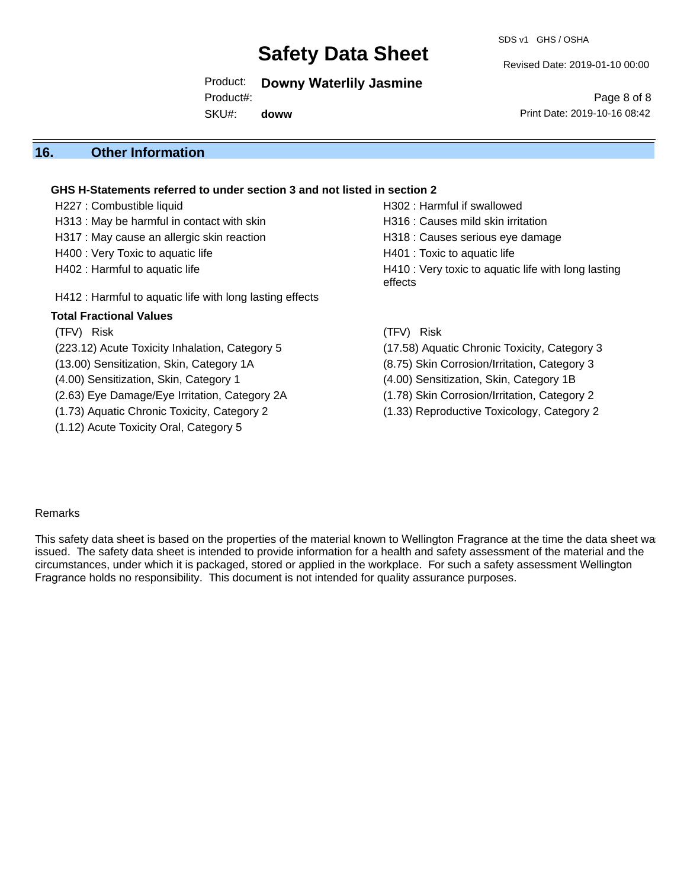## 16. Other Information

**GHS H-Statements referred to under section 3 and not listed in section 2**

H227 : Combustible liquid
H302 : Harmful if swallowed
H313 : May be harmful in contact with skin
H316 : Causes mild skin irritation
H317 : May cause an allergic skin reaction
H318 : Causes serious eye damage
H400 : Very Toxic to aquatic life
H401 : Toxic to aquatic life
H402 : Harmful to aquatic life
H410 : Very toxic to aquatic life with long lasting effects
H412 : Harmful to aquatic life with long lasting effects

**Total Fractional Values**

| (TFV) | Risk |
|---|---|
| (223.12) | Acute Toxicity Inhalation, Category 5 |
| (17.58) | Aquatic Chronic Toxicity, Category 3 |
| (13.00) | Sensitization, Skin, Category 1A |
| (8.75) | Skin Corrosion/Irritation, Category 3 |
| (4.00) | Sensitization, Skin, Category 1 |
| (4.00) | Sensitization, Skin, Category 1B |
| (2.63) | Eye Damage/Eye Irritation, Category 2A |
| (1.78) | Skin Corrosion/Irritation, Category 2 |
| (1.73) | Aquatic Chronic Toxicity, Category 2 |
| (1.33) | Reproductive Toxicology, Category 2 |
| (1.12) | Acute Toxicity Oral, Category 5 |

Remarks

This safety data sheet is based on the properties of the material known to Wellington Fragrance at the time the data sheet was issued. The safety data sheet is intended to provide information for a health and safety assessment of the material and the circumstances, under which it is packaged, stored or applied in the workplace. For such a safety assessment Wellington Fragrance holds no responsibility. This document is not intended for quality assurance purposes.